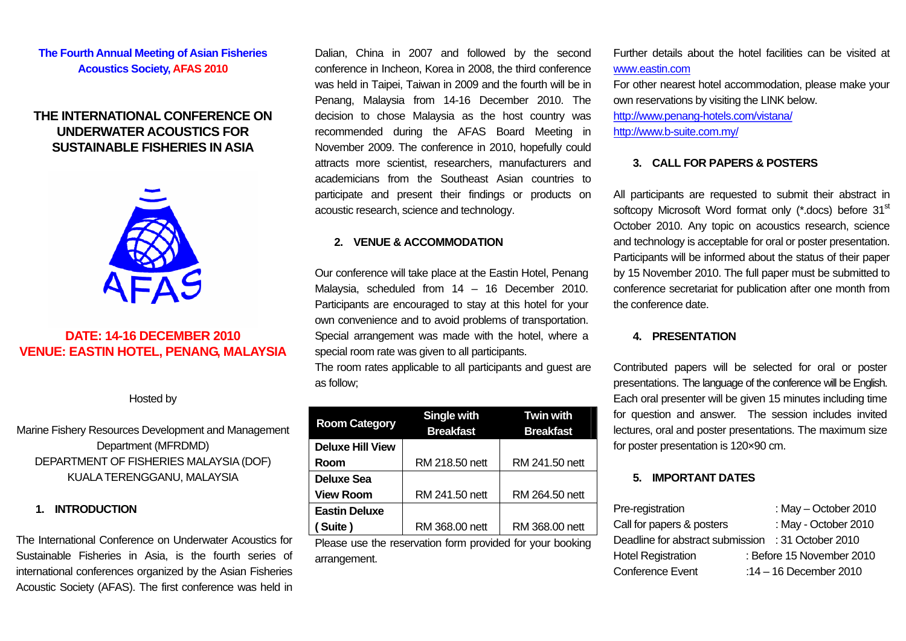**The Fourth Annual Meeting of Asian Fisheries Acoustics Society, AFAS 2010**

# THE INTERNATIONAL CONFERENCE ON UNDERWATER ACOUSTICS FOR SUSTAINABLE FISHERIES IN ASIA

**DATE: 14-16 DECEMBER 2010**
**VENUE: EASTIN HOTEL, PENANG, MALAYSIA**

Hosted by

Marine Fishery Resources Development and Management Department (MFRDMD)
DEPARTMENT OF FISHERIES MALAYSIA (DOF)
KUALA TERENGGANU, MALAYSIA

## 1. INTRODUCTION

The International Conference on Underwater Acoustics for Sustainable Fisheries in Asia, is the fourth series of international conferences organized by the Asian Fisheries Acoustic Society (AFAS). The first conference was held in Dalian, China in 2007 and followed by the second conference in Incheon, Korea in 2008, the third conference was held in Taipei, Taiwan in 2009 and the fourth will be in Penang, Malaysia from 14-16 December 2010. The decision to chose Malaysia as the host country was recommended during the AFAS Board Meeting in November 2009. The conference in 2010, hopefully could attracts more scientist, researchers, manufacturers and academicians from the Southeast Asian countries to participate and present their findings or products on acoustic research, science and technology.

## 2. VENUE & ACCOMMODATION

Our conference will take place at the Eastin Hotel, Penang Malaysia, scheduled from 14 – 16 December 2010. Participants are encouraged to stay at this hotel for your own convenience and to avoid problems of transportation. Special arrangement was made with the hotel, where a special room rate was given to all participants.
The room rates applicable to all participants and guest are as follow;

| Room Category | Single with Breakfast | Twin with Breakfast |
|---|---|---|
| Deluxe Hill View Room | RM 218.50 nett | RM 241.50 nett |
| Deluxe Sea View Room | RM 241.50 nett | RM 264.50 nett |
| Eastin Deluxe ( Suite ) | RM 368.00 nett | RM 368.00 nett |

Please use the reservation form provided for your booking arrangement.

Further details about the hotel facilities can be visited at www.eastin.com
For other nearest hotel accommodation, please make your own reservations by visiting the LINK below.
http://www.penang-hotels.com/vistana/
http://www.b-suite.com.my/

## 3. CALL FOR PAPERS & POSTERS

All participants are requested to submit their abstract in softcopy Microsoft Word format only (*.docs) before 31st October 2010. Any topic on acoustics research, science and technology is acceptable for oral or poster presentation. Participants will be informed about the status of their paper by 15 November 2010. The full paper must be submitted to conference secretariat for publication after one month from the conference date.

## 4. PRESENTATION

Contributed papers will be selected for oral or poster presentations. The language of the conference will be English. Each oral presenter will be given 15 minutes including time for question and answer. The session includes invited lectures, oral and poster presentations. The maximum size for poster presentation is 120×90 cm.

## 5. IMPORTANT DATES

| | |
|---|---|
| Pre-registration | : May – October 2010 |
| Call for papers & posters | : May - October 2010 |
| Deadline for abstract submission | : 31 October 2010 |
| Hotel Registration | : Before 15 November 2010 |
| Conference Event | :14 – 16 December 2010 |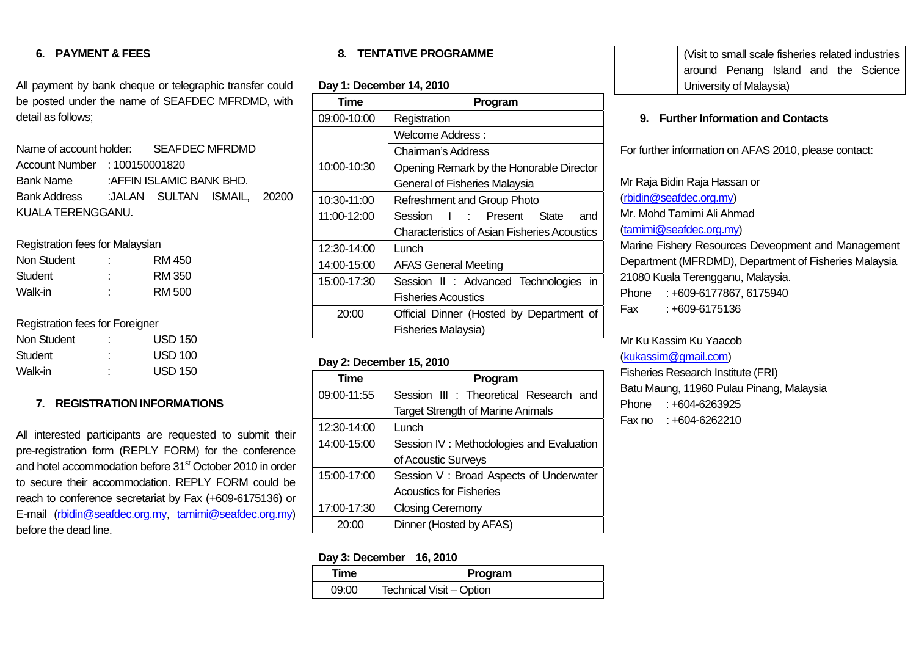## 6. PAYMENT & FEES

All payment by bank cheque or telegraphic transfer could be posted under the name of SEAFDEC MFRDMD, with detail as follows;

Name of account holder: SEAFDEC MFRDMD
Account Number : 100150001820
Bank Name :AFFIN ISLAMIC BANK BHD.
Bank Address :JALAN SULTAN ISMAIL, 20200 KUALA TERENGGANU.

Registration fees for Malaysian

| | | |
|---|---|---|
| Non Student | : | RM 450 |
| Student | : | RM 350 |
| Walk-in | : | RM 500 |

Registration fees for Foreigner

| | | |
|---|---|---|
| Non Student | : | USD 150 |
| Student | : | USD 100 |
| Walk-in | : | USD 150 |

## 7. REGISTRATION INFORMATIONS

All interested participants are requested to submit their pre-registration form (REPLY FORM) for the conference and hotel accommodation before 31st October 2010 in order to secure their accommodation. REPLY FORM could be reach to conference secretariat by Fax (+609-6175136) or E-mail (rbidin@seafdec.org.my, tamimi@seafdec.org.my) before the dead line.

## 8. TENTATIVE PROGRAMME

**Day 1: December 14, 2010**

| Time | Program |
|---|---|
| 09:00-10:00 | Registration |
| 10:00-10:30 | Welcome Address :<br>Chairman's Address<br>Opening Remark by the Honorable Director General of Fisheries Malaysia |
| 10:30-11:00 | Refreshment and Group Photo |
| 11:00-12:00 | Session I : Present State and Characteristics of Asian Fisheries Acoustics |
| 12:30-14:00 | Lunch |
| 14:00-15:00 | AFAS General Meeting |
| 15:00-17:30 | Session II : Advanced Technologies in Fisheries Acoustics |
| 20:00 | Official Dinner (Hosted by Department of Fisheries Malaysia) |

**Day 2: December 15, 2010**

| Time | Program |
|---|---|
| 09:00-11:55 | Session III : Theoretical Research and Target Strength of Marine Animals |
| 12:30-14:00 | Lunch |
| 14:00-15:00 | Session IV : Methodologies and Evaluation of Acoustic Surveys |
| 15:00-17:00 | Session V : Broad Aspects of Underwater Acoustics for Fisheries |
| 17:00-17:30 | Closing Ceremony |
| 20:00 | Dinner (Hosted by AFAS) |

**Day 3: December 16, 2010**

| Time | Program |
|---|---|
| 09:00 | Technical Visit – Option |
| | (Visit to small scale fisheries related industries around Penang Island and the Science University of Malaysia) |

## 9. Further Information and Contacts

For further information on AFAS 2010, please contact:

Mr Raja Bidin Raja Hassan or
(rbidin@seafdec.org.my)
Mr. Mohd Tamimi Ali Ahmad
(tamimi@seafdec.org.my)
Marine Fishery Resources Deveopment and Management Department (MFRDMD), Department of Fisheries Malaysia
21080 Kuala Terengganu, Malaysia.
Phone : +609-6177867, 6175940
Fax : +609-6175136

Mr Ku Kassim Ku Yaacob
(kukassim@gmail.com)
Fisheries Research Institute (FRI)
Batu Maung, 11960 Pulau Pinang, Malaysia
Phone : +604-6263925
Fax no : +604-6262210